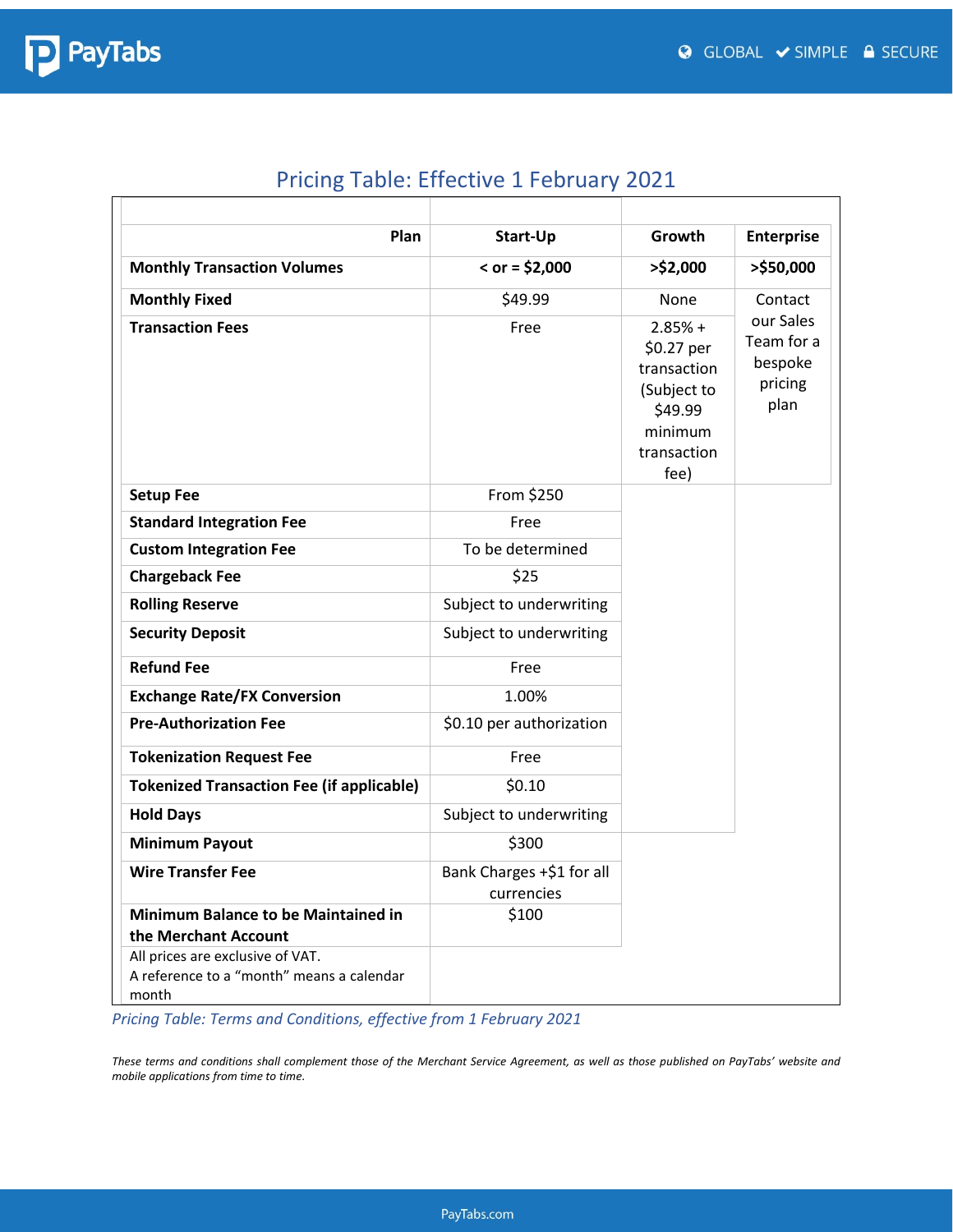# Pricing Table: Effective 1 February 2021

| Plan | Start-Up | Growth | Enterprise |
|---|---|---|---|
| **Monthly Transaction Volumes** | **< or = $2,000** | **>$2,000** | **>$50,000** |
| **Monthly Fixed** | $49.99 | None | Contact our Sales Team for a bespoke pricing plan |
| **Transaction Fees** | Free | 2.85% + $0.27 per transaction (Subject to $49.99 minimum transaction fee) | |
| **Setup Fee** | From $250 | | |
| **Standard Integration Fee** | Free | | |
| **Custom Integration Fee** | To be determined | | |
| **Chargeback Fee** | $25 | | |
| **Rolling Reserve** | Subject to underwriting | | |
| **Security Deposit** | Subject to underwriting | | |
| **Refund Fee** | Free | | |
| **Exchange Rate/FX Conversion** | 1.00% | | |
| **Pre-Authorization Fee** | $0.10 per authorization | | |
| **Tokenization Request Fee** | Free | | |
| **Tokenized Transaction Fee (if applicable)** | $0.10 | | |
| **Hold Days** | Subject to underwriting | | |
| **Minimum Payout** | $300 | | |
| **Wire Transfer Fee** | Bank Charges +$1 for all currencies | | |
| **Minimum Balance to be Maintained in the Merchant Account** | $100 | | |
| All prices are exclusive of VAT. A reference to a "month" means a calendar month | | | |

*Pricing Table: Terms and Conditions, effective from 1 February 2021*

*These terms and conditions shall complement those of the Merchant Service Agreement, as well as those published on PayTabs' website and mobile applications from time to time.*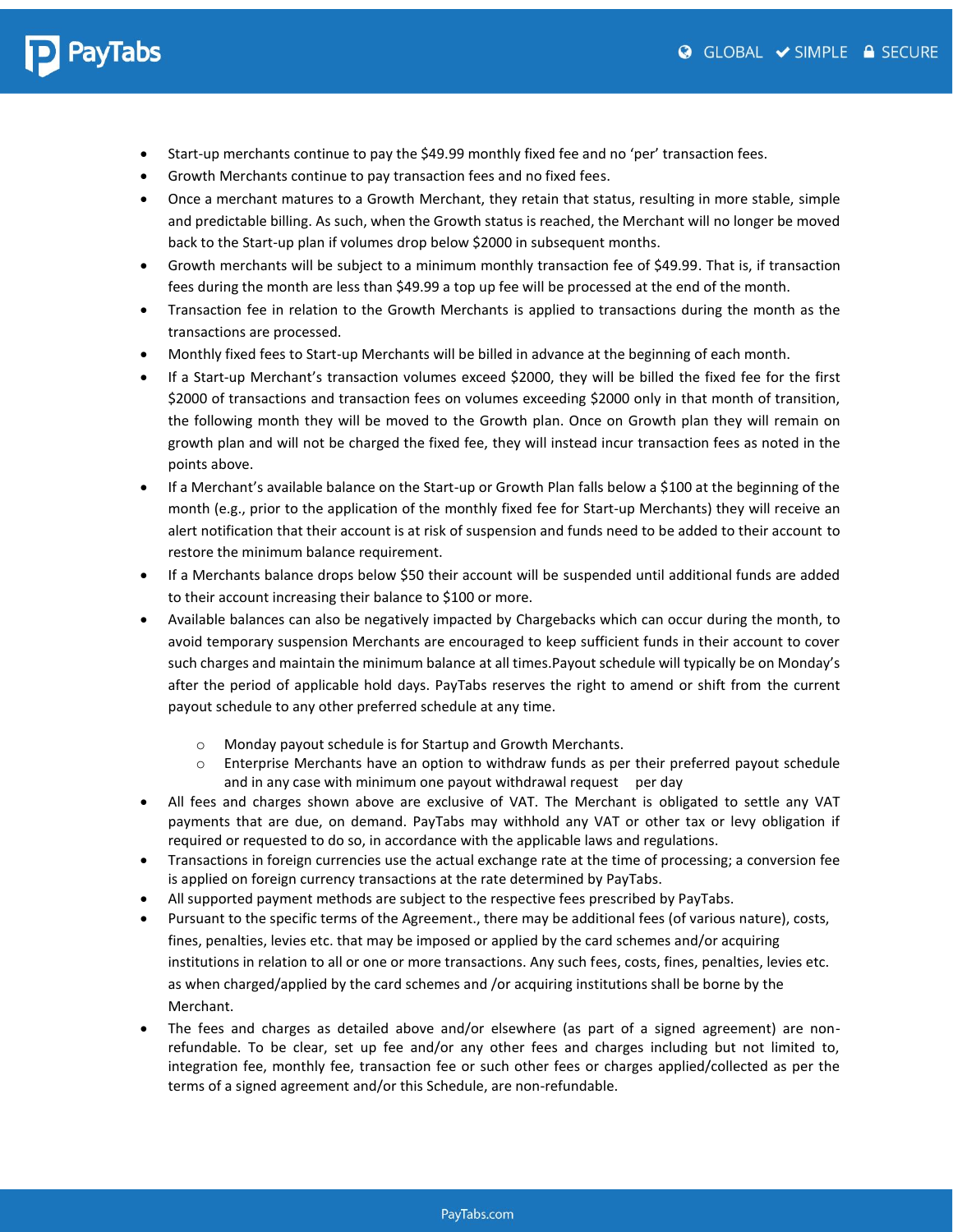- Start-up merchants continue to pay the $49.99 monthly fixed fee and no 'per' transaction fees.
- Growth Merchants continue to pay transaction fees and no fixed fees.
- Once a merchant matures to a Growth Merchant, they retain that status, resulting in more stable, simple and predictable billing. As such, when the Growth status is reached, the Merchant will no longer be moved back to the Start-up plan if volumes drop below $2000 in subsequent months.
- Growth merchants will be subject to a minimum monthly transaction fee of $49.99. That is, if transaction fees during the month are less than $49.99 a top up fee will be processed at the end of the month.
- Transaction fee in relation to the Growth Merchants is applied to transactions during the month as the transactions are processed.
- Monthly fixed fees to Start-up Merchants will be billed in advance at the beginning of each month.
- If a Start-up Merchant's transaction volumes exceed $2000, they will be billed the fixed fee for the first $2000 of transactions and transaction fees on volumes exceeding $2000 only in that month of transition, the following month they will be moved to the Growth plan. Once on Growth plan they will remain on growth plan and will not be charged the fixed fee, they will instead incur transaction fees as noted in the points above.
- If a Merchant's available balance on the Start-up or Growth Plan falls below a $100 at the beginning of the month (e.g., prior to the application of the monthly fixed fee for Start-up Merchants) they will receive an alert notification that their account is at risk of suspension and funds need to be added to their account to restore the minimum balance requirement.
- If a Merchants balance drops below $50 their account will be suspended until additional funds are added to their account increasing their balance to $100 or more.
- Available balances can also be negatively impacted by Chargebacks which can occur during the month, to avoid temporary suspension Merchants are encouraged to keep sufficient funds in their account to cover such charges and maintain the minimum balance at all times.Payout schedule will typically be on Monday's after the period of applicable hold days. PayTabs reserves the right to amend or shift from the current payout schedule to any other preferred schedule at any time.
    - Monday payout schedule is for Startup and Growth Merchants.
    - Enterprise Merchants have an option to withdraw funds as per their preferred payout schedule and in any case with minimum one payout withdrawal request per day
- All fees and charges shown above are exclusive of VAT. The Merchant is obligated to settle any VAT payments that are due, on demand. PayTabs may withhold any VAT or other tax or levy obligation if required or requested to do so, in accordance with the applicable laws and regulations.
- Transactions in foreign currencies use the actual exchange rate at the time of processing; a conversion fee is applied on foreign currency transactions at the rate determined by PayTabs.
- All supported payment methods are subject to the respective fees prescribed by PayTabs.
- Pursuant to the specific terms of the Agreement., there may be additional fees (of various nature), costs, fines, penalties, levies etc. that may be imposed or applied by the card schemes and/or acquiring institutions in relation to all or one or more transactions. Any such fees, costs, fines, penalties, levies etc. as when charged/applied by the card schemes and /or acquiring institutions shall be borne by the Merchant.
- The fees and charges as detailed above and/or elsewhere (as part of a signed agreement) are non-refundable. To be clear, set up fee and/or any other fees and charges including but not limited to, integration fee, monthly fee, transaction fee or such other fees or charges applied/collected as per the terms of a signed agreement and/or this Schedule, are non-refundable.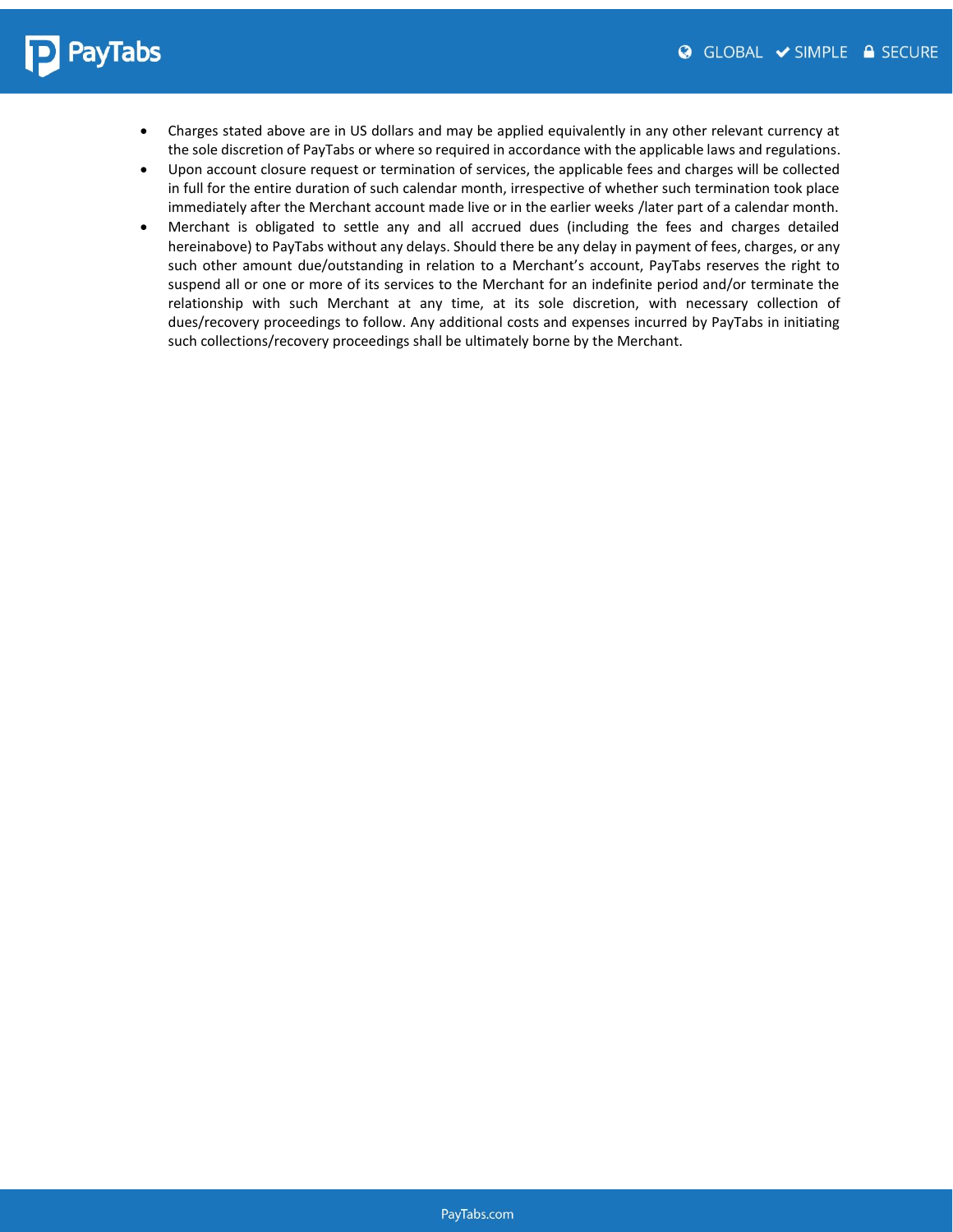- Charges stated above are in US dollars and may be applied equivalently in any other relevant currency at the sole discretion of PayTabs or where so required in accordance with the applicable laws and regulations.
- Upon account closure request or termination of services, the applicable fees and charges will be collected in full for the entire duration of such calendar month, irrespective of whether such termination took place immediately after the Merchant account made live or in the earlier weeks /later part of a calendar month.
- Merchant is obligated to settle any and all accrued dues (including the fees and charges detailed hereinabove) to PayTabs without any delays. Should there be any delay in payment of fees, charges, or any such other amount due/outstanding in relation to a Merchant's account, PayTabs reserves the right to suspend all or one or more of its services to the Merchant for an indefinite period and/or terminate the relationship with such Merchant at any time, at its sole discretion, with necessary collection of dues/recovery proceedings to follow. Any additional costs and expenses incurred by PayTabs in initiating such collections/recovery proceedings shall be ultimately borne by the Merchant.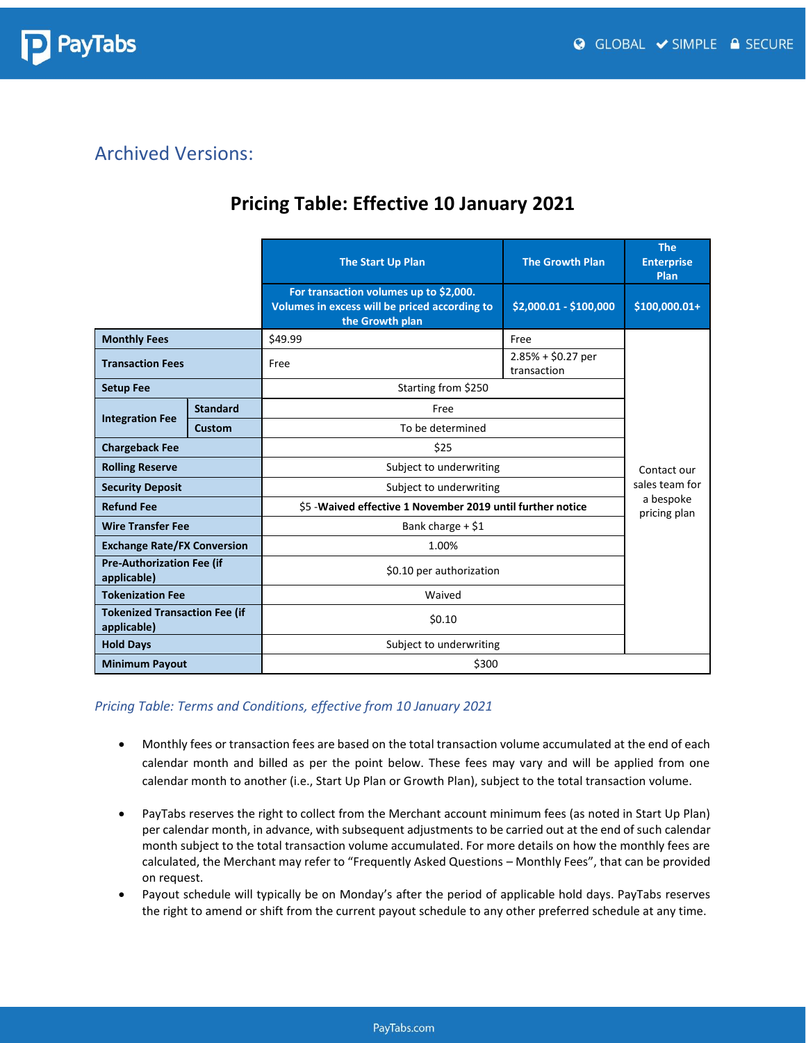## Archived Versions:

# Pricing Table: Effective 10 January 2021

| | | The Start Up Plan | The Growth Plan | The Enterprise Plan |
|---|---|---|---|---|
| | | For transaction volumes up to $2,000. Volumes in excess will be priced according to the Growth plan | $2,000.01 - $100,000 | $100,000.01+ |
| **Monthly Fees** | | $49.99 | Free | Contact our sales team for a bespoke pricing plan |
| **Transaction Fees** | | Free | 2.85% + $0.27 per transaction | |
| **Setup Fee** | | Starting from $250 | | |
| **Integration Fee** | **Standard** | Free | | |
| | **Custom** | To be determined | | |
| **Chargeback Fee** | | $25 | | |
| **Rolling Reserve** | | Subject to underwriting | | |
| **Security Deposit** | | Subject to underwriting | | |
| **Refund Fee** | | $5 -**Waived effective 1 November 2019 until further notice** | | |
| **Wire Transfer Fee** | | Bank charge + $1 | | |
| **Exchange Rate/FX Conversion** | | 1.00% | | |
| **Pre-Authorization Fee (if applicable)** | | $0.10 per authorization | | |
| **Tokenization Fee** | | Waived | | |
| **Tokenized Transaction Fee (if applicable)** | | $0.10 | | |
| **Hold Days** | | Subject to underwriting | | |
| **Minimum Payout** | | $300 | | |

*Pricing Table: Terms and Conditions, effective from 10 January 2021*

- Monthly fees or transaction fees are based on the total transaction volume accumulated at the end of each calendar month and billed as per the point below. These fees may vary and will be applied from one calendar month to another (i.e., Start Up Plan or Growth Plan), subject to the total transaction volume.
- PayTabs reserves the right to collect from the Merchant account minimum fees (as noted in Start Up Plan) per calendar month, in advance, with subsequent adjustments to be carried out at the end of such calendar month subject to the total transaction volume accumulated. For more details on how the monthly fees are calculated, the Merchant may refer to "Frequently Asked Questions – Monthly Fees", that can be provided on request.
- Payout schedule will typically be on Monday's after the period of applicable hold days. PayTabs reserves the right to amend or shift from the current payout schedule to any other preferred schedule at any time.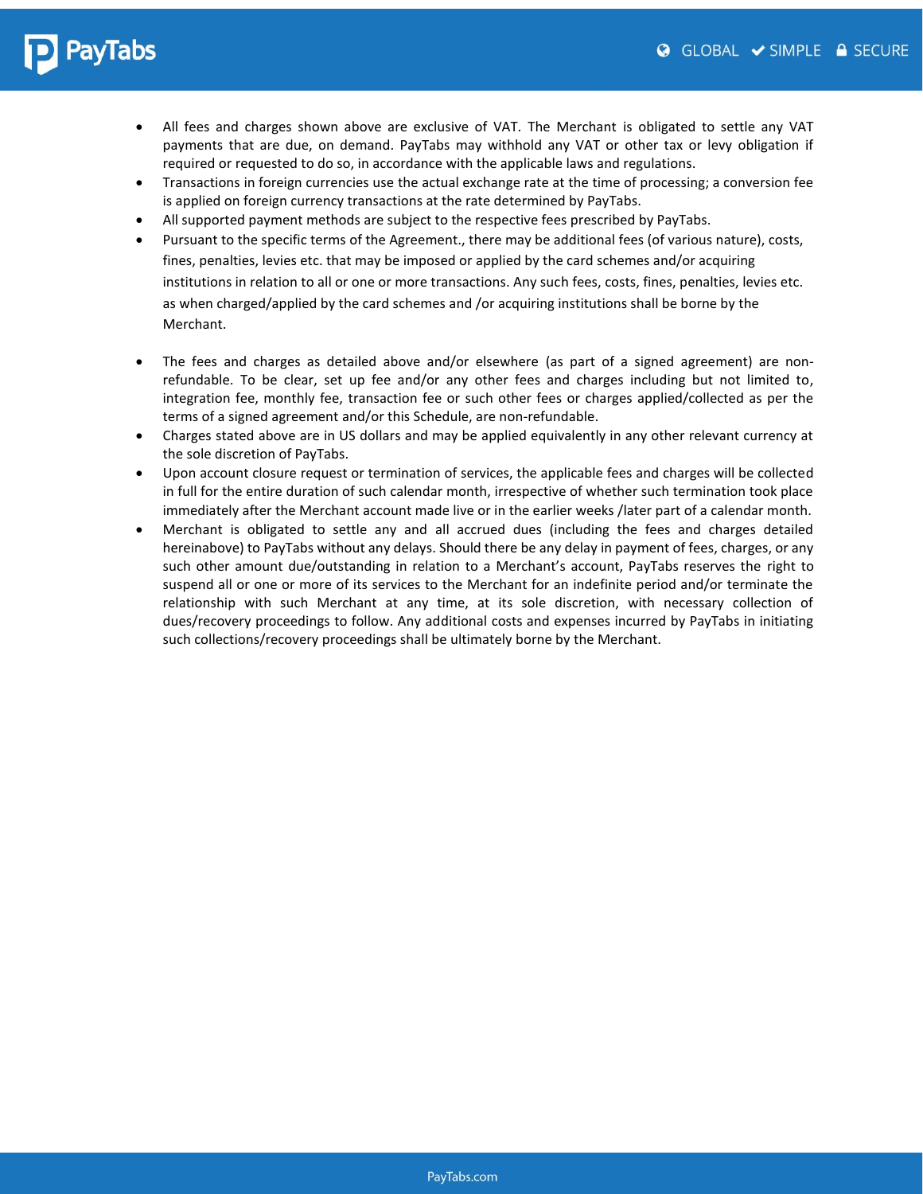- All fees and charges shown above are exclusive of VAT. The Merchant is obligated to settle any VAT payments that are due, on demand. PayTabs may withhold any VAT or other tax or levy obligation if required or requested to do so, in accordance with the applicable laws and regulations.
- Transactions in foreign currencies use the actual exchange rate at the time of processing; a conversion fee is applied on foreign currency transactions at the rate determined by PayTabs.
- All supported payment methods are subject to the respective fees prescribed by PayTabs.
- Pursuant to the specific terms of the Agreement., there may be additional fees (of various nature), costs, fines, penalties, levies etc. that may be imposed or applied by the card schemes and/or acquiring institutions in relation to all or one or more transactions. Any such fees, costs, fines, penalties, levies etc. as when charged/applied by the card schemes and /or acquiring institutions shall be borne by the Merchant.

- The fees and charges as detailed above and/or elsewhere (as part of a signed agreement) are non-refundable. To be clear, set up fee and/or any other fees and charges including but not limited to, integration fee, monthly fee, transaction fee or such other fees or charges applied/collected as per the terms of a signed agreement and/or this Schedule, are non-refundable.
- Charges stated above are in US dollars and may be applied equivalently in any other relevant currency at the sole discretion of PayTabs.
- Upon account closure request or termination of services, the applicable fees and charges will be collected in full for the entire duration of such calendar month, irrespective of whether such termination took place immediately after the Merchant account made live or in the earlier weeks /later part of a calendar month.
- Merchant is obligated to settle any and all accrued dues (including the fees and charges detailed hereinabove) to PayTabs without any delays. Should there be any delay in payment of fees, charges, or any such other amount due/outstanding in relation to a Merchant's account, PayTabs reserves the right to suspend all or one or more of its services to the Merchant for an indefinite period and/or terminate the relationship with such Merchant at any time, at its sole discretion, with necessary collection of dues/recovery proceedings to follow. Any additional costs and expenses incurred by PayTabs in initiating such collections/recovery proceedings shall be ultimately borne by the Merchant.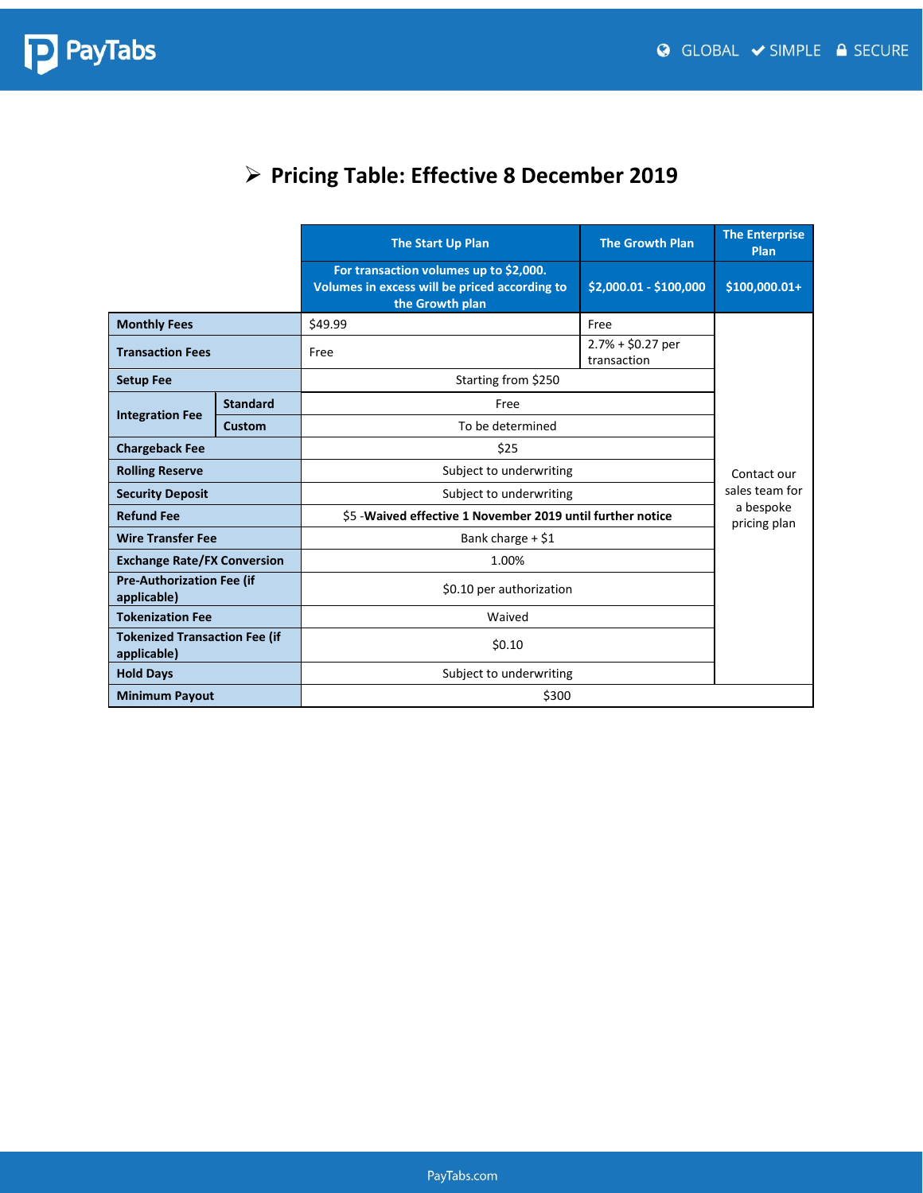## ➢ Pricing Table: Effective 8 December 2019

| | | The Start Up Plan | The Growth Plan | The Enterprise Plan |
|---|---|---|---|---|
| | | For transaction volumes up to $2,000. Volumes in excess will be priced according to the Growth plan | $2,000.01 - $100,000 | $100,000.01+ |
| **Monthly Fees** | | $49.99 | Free | Contact our sales team for a bespoke pricing plan |
| **Transaction Fees** | | Free | 2.7% + $0.27 per transaction | |
| **Setup Fee** | | Starting from $250 | | |
| **Integration Fee** | **Standard** | Free | | |
| | **Custom** | To be determined | | |
| **Chargeback Fee** | | $25 | | |
| **Rolling Reserve** | | Subject to underwriting | | |
| **Security Deposit** | | Subject to underwriting | | |
| **Refund Fee** | | $5 -**Waived effective 1 November 2019 until further notice** | | |
| **Wire Transfer Fee** | | Bank charge + $1 | | |
| **Exchange Rate/FX Conversion** | | 1.00% | | |
| **Pre-Authorization Fee (if applicable)** | | $0.10 per authorization | | |
| **Tokenization Fee** | | Waived | | |
| **Tokenized Transaction Fee (if applicable)** | | $0.10 | | |
| **Hold Days** | | Subject to underwriting | | |
| **Minimum Payout** | | $300 | | |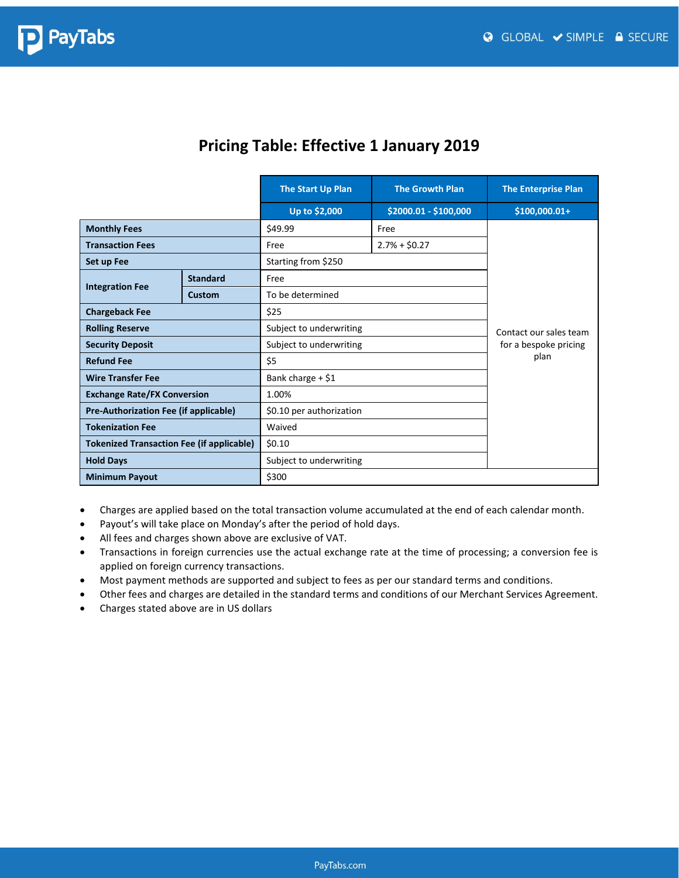# Pricing Table: Effective 1 January 2019

| | | The Start Up Plan | The Growth Plan | The Enterprise Plan |
|---|---|---|---|---|
| | | Up to $2,000 | $2000.01 - $100,000 | $100,000.01+ |
| **Monthly Fees** | | $49.99 | Free | Contact our sales team for a bespoke pricing plan |
| **Transaction Fees** | | Free | 2.7% + $0.27 | |
| **Set up Fee** | | Starting from $250 | | |
| **Integration Fee** | **Standard** | Free | | |
| | **Custom** | To be determined | | |
| **Chargeback Fee** | | $25 | | |
| **Rolling Reserve** | | Subject to underwriting | | |
| **Security Deposit** | | Subject to underwriting | | |
| **Refund Fee** | | $5 | | |
| **Wire Transfer Fee** | | Bank charge + $1 | | |
| **Exchange Rate/FX Conversion** | | 1.00% | | |
| **Pre-Authorization Fee (if applicable)** | | $0.10 per authorization | | |
| **Tokenization Fee** | | Waived | | |
| **Tokenized Transaction Fee (if applicable)** | | $0.10 | | |
| **Hold Days** | | Subject to underwriting | | |
| **Minimum Payout** | | $300 | | |

- Charges are applied based on the total transaction volume accumulated at the end of each calendar month.
- Payout's will take place on Monday's after the period of hold days.
- All fees and charges shown above are exclusive of VAT.
- Transactions in foreign currencies use the actual exchange rate at the time of processing; a conversion fee is applied on foreign currency transactions.
- Most payment methods are supported and subject to fees as per our standard terms and conditions.
- Other fees and charges are detailed in the standard terms and conditions of our Merchant Services Agreement.
- Charges stated above are in US dollars